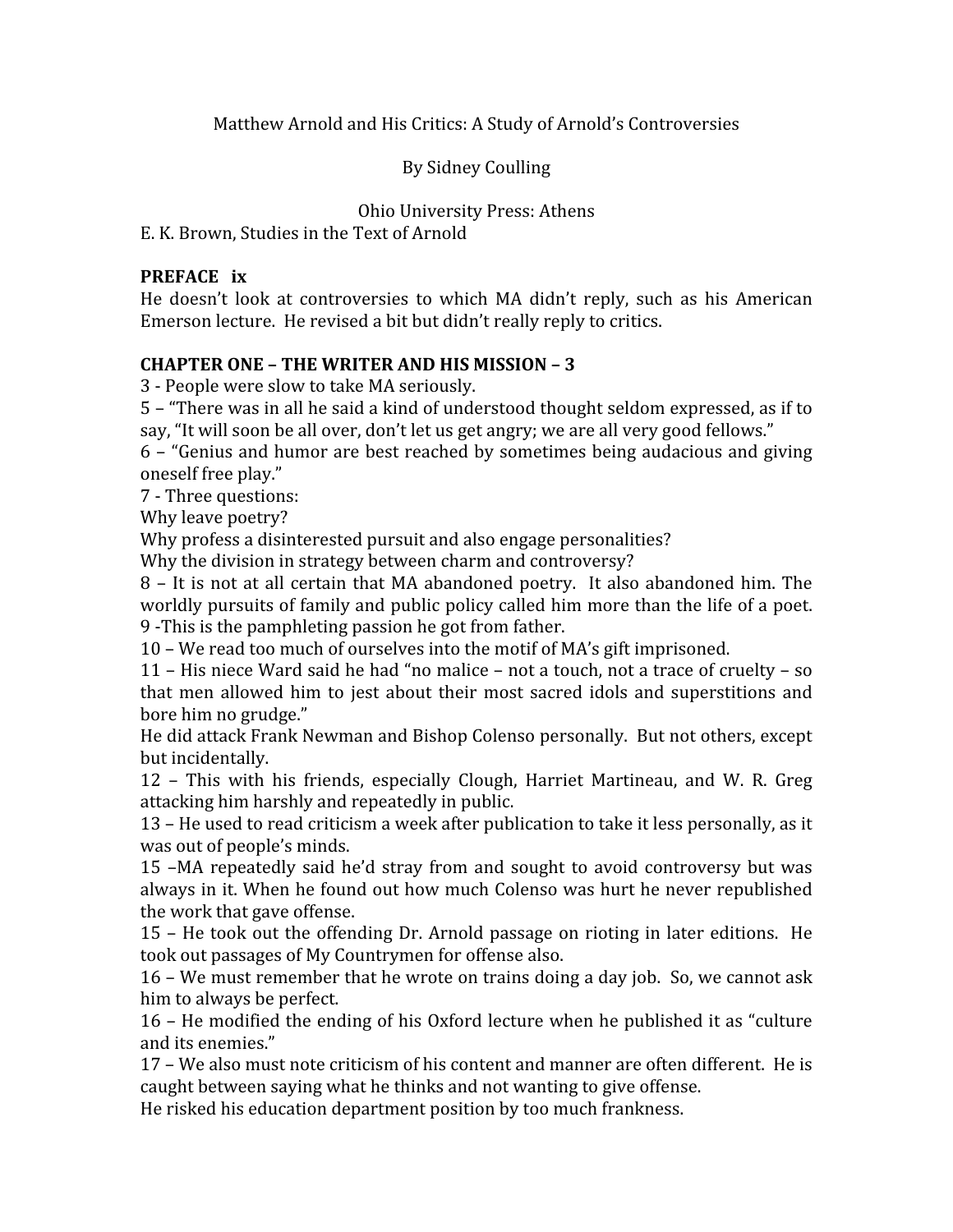Matthew Arnold and His Critics: A Study of Arnold's Controversies

By Sidney Coulling

Ohio University Press: Athens

E. K. Brown, Studies in the Text of Arnold

**PREFACE ix**

He doesn't look at controversies to which MA didn't reply, such as his American Emerson lecture. He revised a bit but didn't really reply to critics.

**CHAPTER ONE – THE WRITER AND HIS MISSION – 3**

3 - People were slow to take MA seriously.

5 – "There was in all he said a kind of understood thought seldom expressed, as if to say, "It will soon be all over, don't let us get angry; we are all very good fellows."

6 – "Genius and humor are best reached by sometimes being audacious and giving oneself free play."

7 - Three questions:

Why leave poetry?

Why profess a disinterested pursuit and also engage personalities?

Why the division in strategy between charm and controversy?

8 – It is not at all certain that MA abandoned poetry. It also abandoned him. The worldly pursuits of family and public policy called him more than the life of a poet.

9 -This is the pamphleting passion he got from father.

10 – We read too much of ourselves into the motif of MA's gift imprisoned.

11 – His niece Ward said he had "no malice – not a touch, not a trace of cruelty – so that men allowed him to jest about their most sacred idols and superstitions and bore him no grudge."

He did attack Frank Newman and Bishop Colenso personally. But not others, except but incidentally.

12 – This with his friends, especially Clough, Harriet Martineau, and W. R. Greg attacking him harshly and repeatedly in public.

13 – He used to read criticism a week after publication to take it less personally, as it was out of people's minds.

15 –MA repeatedly said he'd stray from and sought to avoid controversy but was always in it. When he found out how much Colenso was hurt he never republished the work that gave offense.

15 – He took out the offending Dr. Arnold passage on rioting in later editions. He took out passages of My Countrymen for offense also.

16 – We must remember that he wrote on trains doing a day job. So, we cannot ask him to always be perfect.

16 – He modified the ending of his Oxford lecture when he published it as "culture and its enemies."

17 – We also must note criticism of his content and manner are often different. He is caught between saying what he thinks and not wanting to give offense.

He risked his education department position by too much frankness.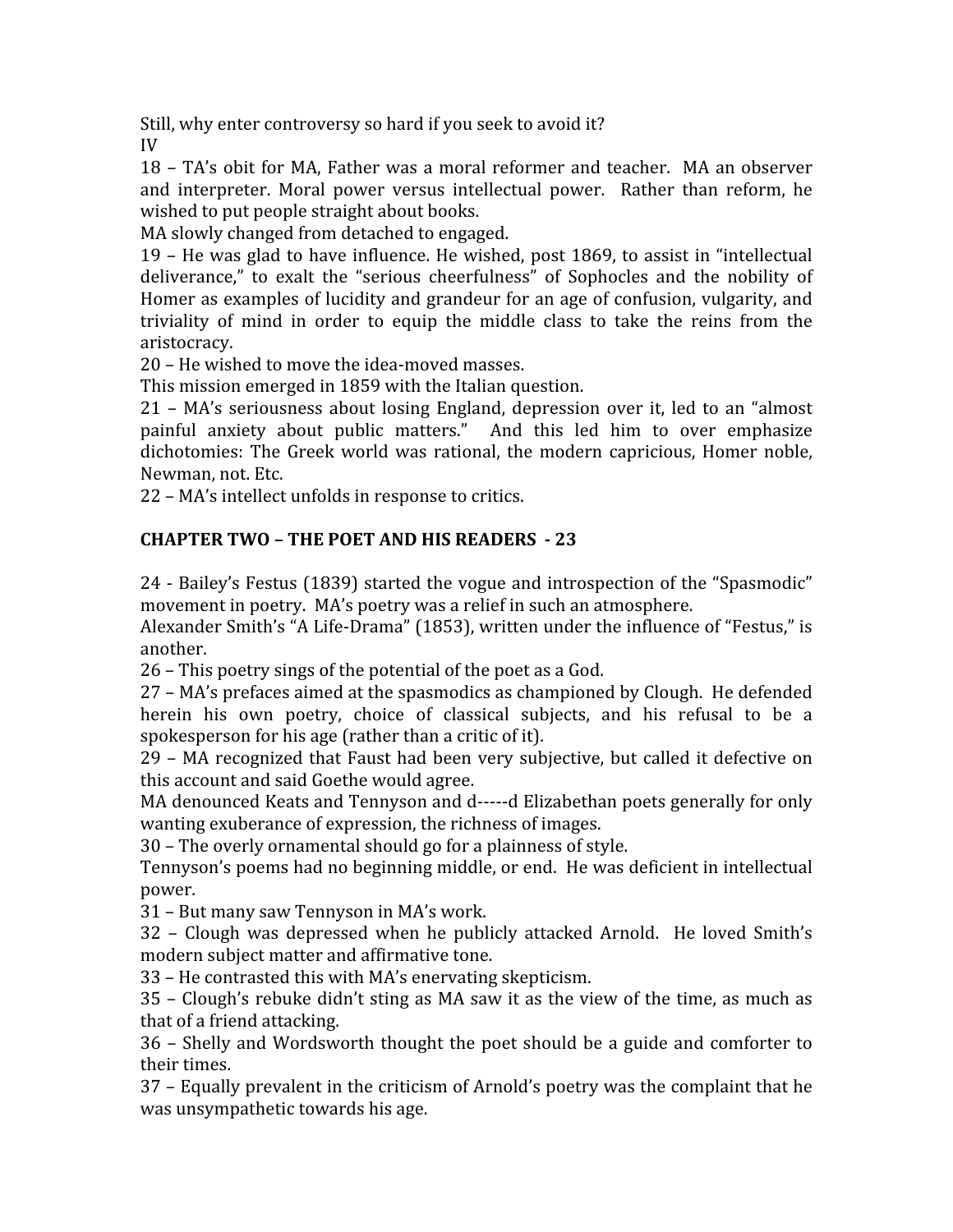Still, why enter controversy so hard if you seek to avoid it?

IV

18 – TA's obit for MA, Father was a moral reformer and teacher. MA an observer and interpreter. Moral power versus intellectual power. Rather than reform, he wished to put people straight about books.

MA slowly changed from detached to engaged.

19 – He was glad to have influence. He wished, post 1869, to assist in "intellectual deliverance," to exalt the "serious cheerfulness" of Sophocles and the nobility of Homer as examples of lucidity and grandeur for an age of confusion, vulgarity, and triviality of mind in order to equip the middle class to take the reins from the aristocracy.

20 – He wished to move the idea-moved masses.

This mission emerged in 1859 with the Italian question.

21 – MA's seriousness about losing England, depression over it, led to an "almost painful anxiety about public matters." And this led him to over emphasize dichotomies: The Greek world was rational, the modern capricious, Homer noble, Newman, not. Etc.

22 – MA's intellect unfolds in response to critics.

**CHAPTER TWO – THE POET AND HIS READERS - 23**

24 - Bailey's Festus (1839) started the vogue and introspection of the "Spasmodic" movement in poetry. MA's poetry was a relief in such an atmosphere.

Alexander Smith's "A Life-Drama" (1853), written under the influence of "Festus," is another.

26 – This poetry sings of the potential of the poet as a God.

27 – MA's prefaces aimed at the spasmodics as championed by Clough. He defended herein his own poetry, choice of classical subjects, and his refusal to be a spokesperson for his age (rather than a critic of it).

29 – MA recognized that Faust had been very subjective, but called it defective on this account and said Goethe would agree.

MA denounced Keats and Tennyson and d-----d Elizabethan poets generally for only wanting exuberance of expression, the richness of images.

30 – The overly ornamental should go for a plainness of style.

Tennyson's poems had no beginning middle, or end. He was deficient in intellectual power.

31 – But many saw Tennyson in MA's work.

32 – Clough was depressed when he publicly attacked Arnold. He loved Smith's modern subject matter and affirmative tone.

33 – He contrasted this with MA's enervating skepticism.

35 – Clough's rebuke didn't sting as MA saw it as the view of the time, as much as that of a friend attacking.

36 – Shelly and Wordsworth thought the poet should be a guide and comforter to their times.

37 – Equally prevalent in the criticism of Arnold's poetry was the complaint that he was unsympathetic towards his age.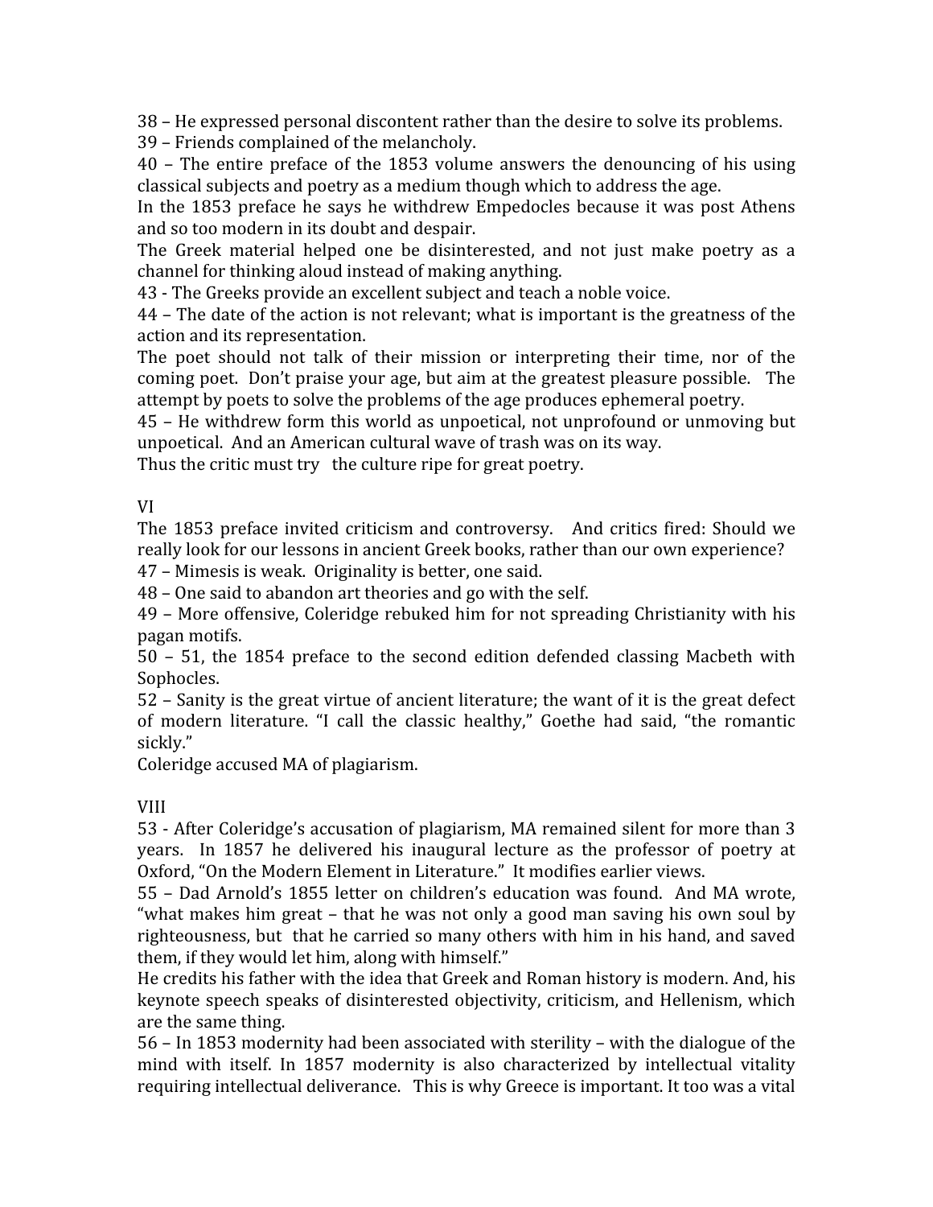38 – He expressed personal discontent rather than the desire to solve its problems.
39 – Friends complained of the melancholy.
40 – The entire preface of the 1853 volume answers the denouncing of his using classical subjects and poetry as a medium though which to address the age.
In the 1853 preface he says he withdrew Empedocles because it was post Athens and so too modern in its doubt and despair.
The Greek material helped one be disinterested, and not just make poetry as a channel for thinking aloud instead of making anything.
43 - The Greeks provide an excellent subject and teach a noble voice.
44 – The date of the action is not relevant; what is important is the greatness of the action and its representation.
The poet should not talk of their mission or interpreting their time, nor of the coming poet. Don't praise your age, but aim at the greatest pleasure possible. The attempt by poets to solve the problems of the age produces ephemeral poetry.
45 – He withdrew form this world as unpoetical, not unprofound or unmoving but unpoetical. And an American cultural wave of trash was on its way.
Thus the critic must try the culture ripe for great poetry.

VI

The 1853 preface invited criticism and controversy. And critics fired: Should we really look for our lessons in ancient Greek books, rather than our own experience?
47 – Mimesis is weak. Originality is better, one said.
48 – One said to abandon art theories and go with the self.
49 – More offensive, Coleridge rebuked him for not spreading Christianity with his pagan motifs.
50 – 51, the 1854 preface to the second edition defended classing Macbeth with Sophocles.
52 – Sanity is the great virtue of ancient literature; the want of it is the great defect of modern literature. "I call the classic healthy," Goethe had said, "the romantic sickly."
Coleridge accused MA of plagiarism.

VIII

53 - After Coleridge's accusation of plagiarism, MA remained silent for more than 3 years. In 1857 he delivered his inaugural lecture as the professor of poetry at Oxford, "On the Modern Element in Literature." It modifies earlier views.
55 – Dad Arnold's 1855 letter on children's education was found. And MA wrote, "what makes him great – that he was not only a good man saving his own soul by righteousness, but that he carried so many others with him in his hand, and saved them, if they would let him, along with himself."
He credits his father with the idea that Greek and Roman history is modern. And, his keynote speech speaks of disinterested objectivity, criticism, and Hellenism, which are the same thing.
56 – In 1853 modernity had been associated with sterility – with the dialogue of the mind with itself. In 1857 modernity is also characterized by intellectual vitality requiring intellectual deliverance. This is why Greece is important. It too was a vital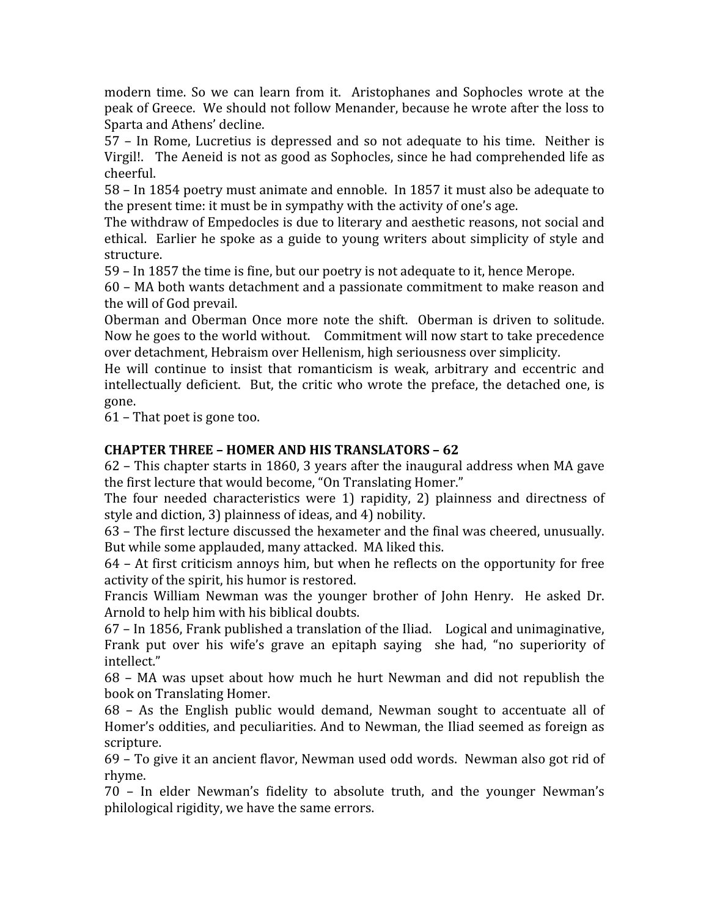modern time. So we can learn from it. Aristophanes and Sophocles wrote at the peak of Greece. We should not follow Menander, because he wrote after the loss to Sparta and Athens' decline.

57 – In Rome, Lucretius is depressed and so not adequate to his time. Neither is Virgil!. The Aeneid is not as good as Sophocles, since he had comprehended life as cheerful.

58 – In 1854 poetry must animate and ennoble. In 1857 it must also be adequate to the present time: it must be in sympathy with the activity of one's age.

The withdraw of Empedocles is due to literary and aesthetic reasons, not social and ethical. Earlier he spoke as a guide to young writers about simplicity of style and structure.

59 – In 1857 the time is fine, but our poetry is not adequate to it, hence Merope.

60 – MA both wants detachment and a passionate commitment to make reason and the will of God prevail.

Oberman and Oberman Once more note the shift. Oberman is driven to solitude. Now he goes to the world without. Commitment will now start to take precedence over detachment, Hebraism over Hellenism, high seriousness over simplicity.

He will continue to insist that romanticism is weak, arbitrary and eccentric and intellectually deficient. But, the critic who wrote the preface, the detached one, is gone.

61 – That poet is gone too.

**CHAPTER THREE – HOMER AND HIS TRANSLATORS – 62**

62 – This chapter starts in 1860, 3 years after the inaugural address when MA gave the first lecture that would become, "On Translating Homer."

The four needed characteristics were 1) rapidity, 2) plainness and directness of style and diction, 3) plainness of ideas, and 4) nobility.

63 – The first lecture discussed the hexameter and the final was cheered, unusually. But while some applauded, many attacked. MA liked this.

64 – At first criticism annoys him, but when he reflects on the opportunity for free activity of the spirit, his humor is restored.

Francis William Newman was the younger brother of John Henry. He asked Dr. Arnold to help him with his biblical doubts.

67 – In 1856, Frank published a translation of the Iliad. Logical and unimaginative, Frank put over his wife's grave an epitaph saying she had, "no superiority of intellect."

68 – MA was upset about how much he hurt Newman and did not republish the book on Translating Homer.

68 – As the English public would demand, Newman sought to accentuate all of Homer's oddities, and peculiarities. And to Newman, the Iliad seemed as foreign as scripture.

69 – To give it an ancient flavor, Newman used odd words. Newman also got rid of rhyme.

70 – In elder Newman's fidelity to absolute truth, and the younger Newman's philological rigidity, we have the same errors.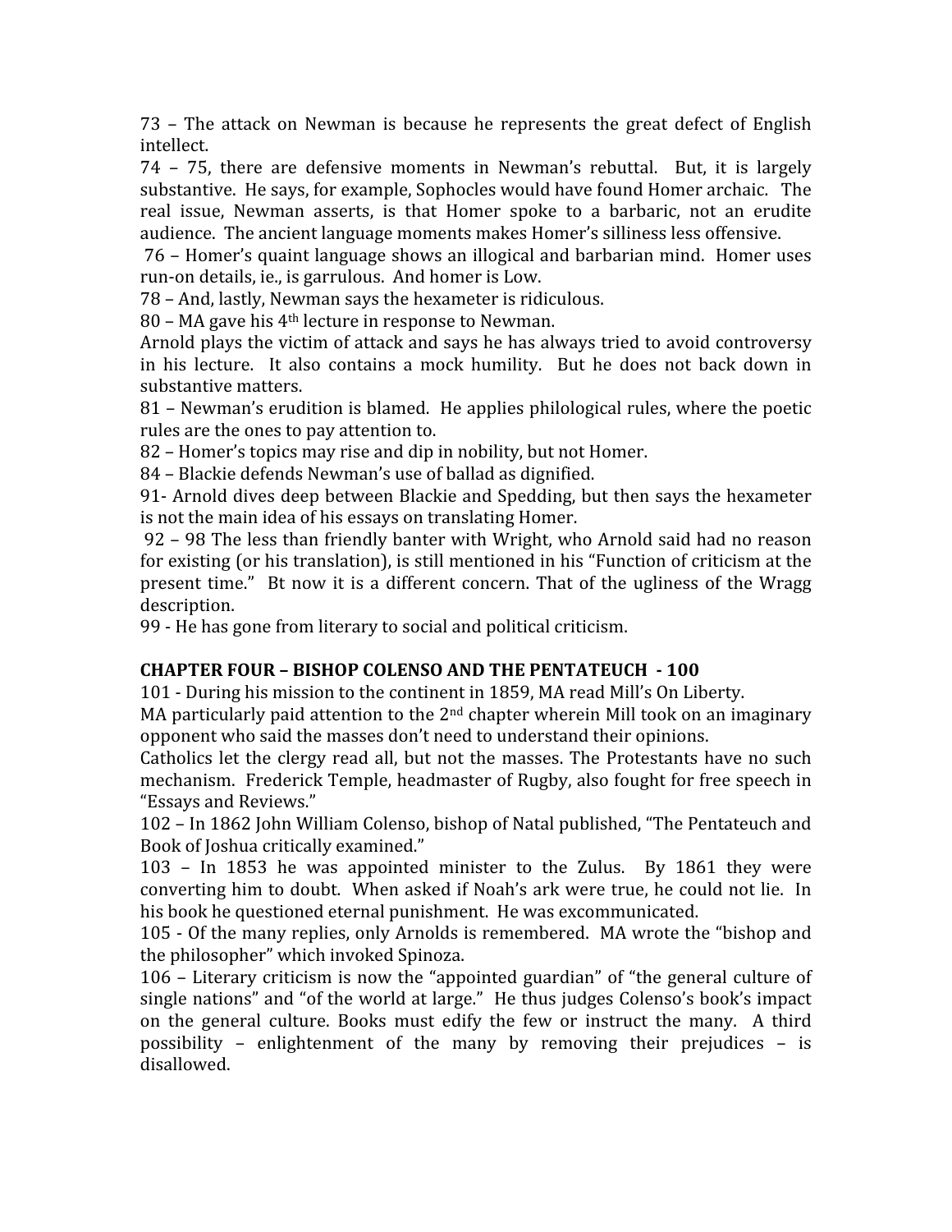73 – The attack on Newman is because he represents the great defect of English intellect.

74 – 75, there are defensive moments in Newman's rebuttal. But, it is largely substantive. He says, for example, Sophocles would have found Homer archaic. The real issue, Newman asserts, is that Homer spoke to a barbaric, not an erudite audience. The ancient language moments makes Homer's silliness less offensive.

76 – Homer's quaint language shows an illogical and barbarian mind. Homer uses run-on details, ie., is garrulous. And homer is Low.

78 – And, lastly, Newman says the hexameter is ridiculous.

80 – MA gave his 4th lecture in response to Newman.

Arnold plays the victim of attack and says he has always tried to avoid controversy in his lecture. It also contains a mock humility. But he does not back down in substantive matters.

81 – Newman's erudition is blamed. He applies philological rules, where the poetic rules are the ones to pay attention to.

82 – Homer's topics may rise and dip in nobility, but not Homer.

84 – Blackie defends Newman's use of ballad as dignified.

91- Arnold dives deep between Blackie and Spedding, but then says the hexameter is not the main idea of his essays on translating Homer.

92 – 98 The less than friendly banter with Wright, who Arnold said had no reason for existing (or his translation), is still mentioned in his "Function of criticism at the present time." Bt now it is a different concern. That of the ugliness of the Wragg description.

99 - He has gone from literary to social and political criticism.

**CHAPTER FOUR – BISHOP COLENSO AND THE PENTATEUCH - 100**

101 - During his mission to the continent in 1859, MA read Mill's On Liberty.

MA particularly paid attention to the 2nd chapter wherein Mill took on an imaginary opponent who said the masses don't need to understand their opinions.

Catholics let the clergy read all, but not the masses. The Protestants have no such mechanism. Frederick Temple, headmaster of Rugby, also fought for free speech in "Essays and Reviews."

102 – In 1862 John William Colenso, bishop of Natal published, "The Pentateuch and Book of Joshua critically examined."

103 – In 1853 he was appointed minister to the Zulus. By 1861 they were converting him to doubt. When asked if Noah's ark were true, he could not lie. In his book he questioned eternal punishment. He was excommunicated.

105 - Of the many replies, only Arnolds is remembered. MA wrote the "bishop and the philosopher" which invoked Spinoza.

106 – Literary criticism is now the "appointed guardian" of "the general culture of single nations" and "of the world at large." He thus judges Colenso's book's impact on the general culture. Books must edify the few or instruct the many. A third possibility – enlightenment of the many by removing their prejudices – is disallowed.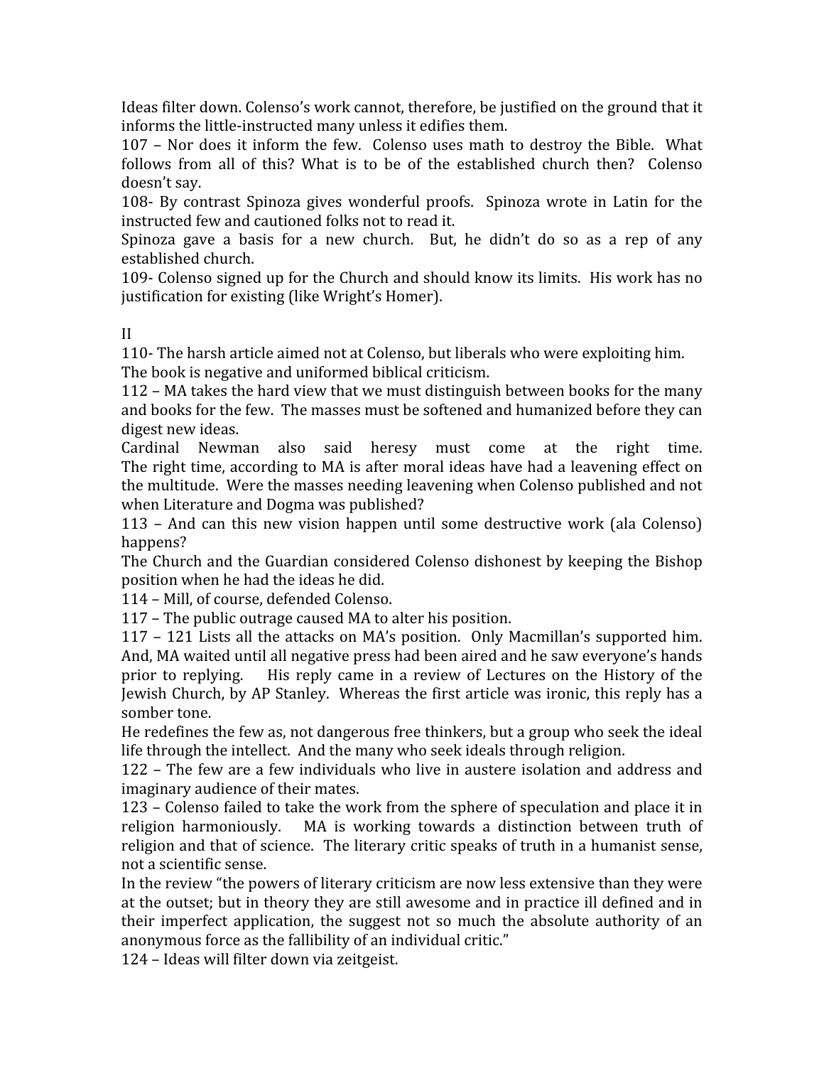Ideas filter down. Colenso's work cannot, therefore, be justified on the ground that it informs the little-instructed many unless it edifies them.

107 – Nor does it inform the few. Colenso uses math to destroy the Bible. What follows from all of this? What is to be of the established church then? Colenso doesn't say.

108- By contrast Spinoza gives wonderful proofs. Spinoza wrote in Latin for the instructed few and cautioned folks not to read it.

Spinoza gave a basis for a new church. But, he didn't do so as a rep of any established church.

109- Colenso signed up for the Church and should know its limits. His work has no justification for existing (like Wright's Homer).

II

110- The harsh article aimed not at Colenso, but liberals who were exploiting him.

The book is negative and uniformed biblical criticism.

112 – MA takes the hard view that we must distinguish between books for the many and books for the few. The masses must be softened and humanized before they can digest new ideas.

Cardinal Newman also said heresy must come at the right time. The right time, according to MA is after moral ideas have had a leavening effect on the multitude. Were the masses needing leavening when Colenso published and not when Literature and Dogma was published?

113 – And can this new vision happen until some destructive work (ala Colenso) happens?

The Church and the Guardian considered Colenso dishonest by keeping the Bishop position when he had the ideas he did.

114 – Mill, of course, defended Colenso.

117 – The public outrage caused MA to alter his position.

117 – 121 Lists all the attacks on MA's position. Only Macmillan's supported him. And, MA waited until all negative press had been aired and he saw everyone's hands prior to replying. His reply came in a review of Lectures on the History of the Jewish Church, by AP Stanley. Whereas the first article was ironic, this reply has a somber tone.

He redefines the few as, not dangerous free thinkers, but a group who seek the ideal life through the intellect. And the many who seek ideals through religion.

122 – The few are a few individuals who live in austere isolation and address and imaginary audience of their mates.

123 – Colenso failed to take the work from the sphere of speculation and place it in religion harmoniously. MA is working towards a distinction between truth of religion and that of science. The literary critic speaks of truth in a humanist sense, not a scientific sense.

In the review "the powers of literary criticism are now less extensive than they were at the outset; but in theory they are still awesome and in practice ill defined and in their imperfect application, the suggest not so much the absolute authority of an anonymous force as the fallibility of an individual critic."

124 – Ideas will filter down via zeitgeist.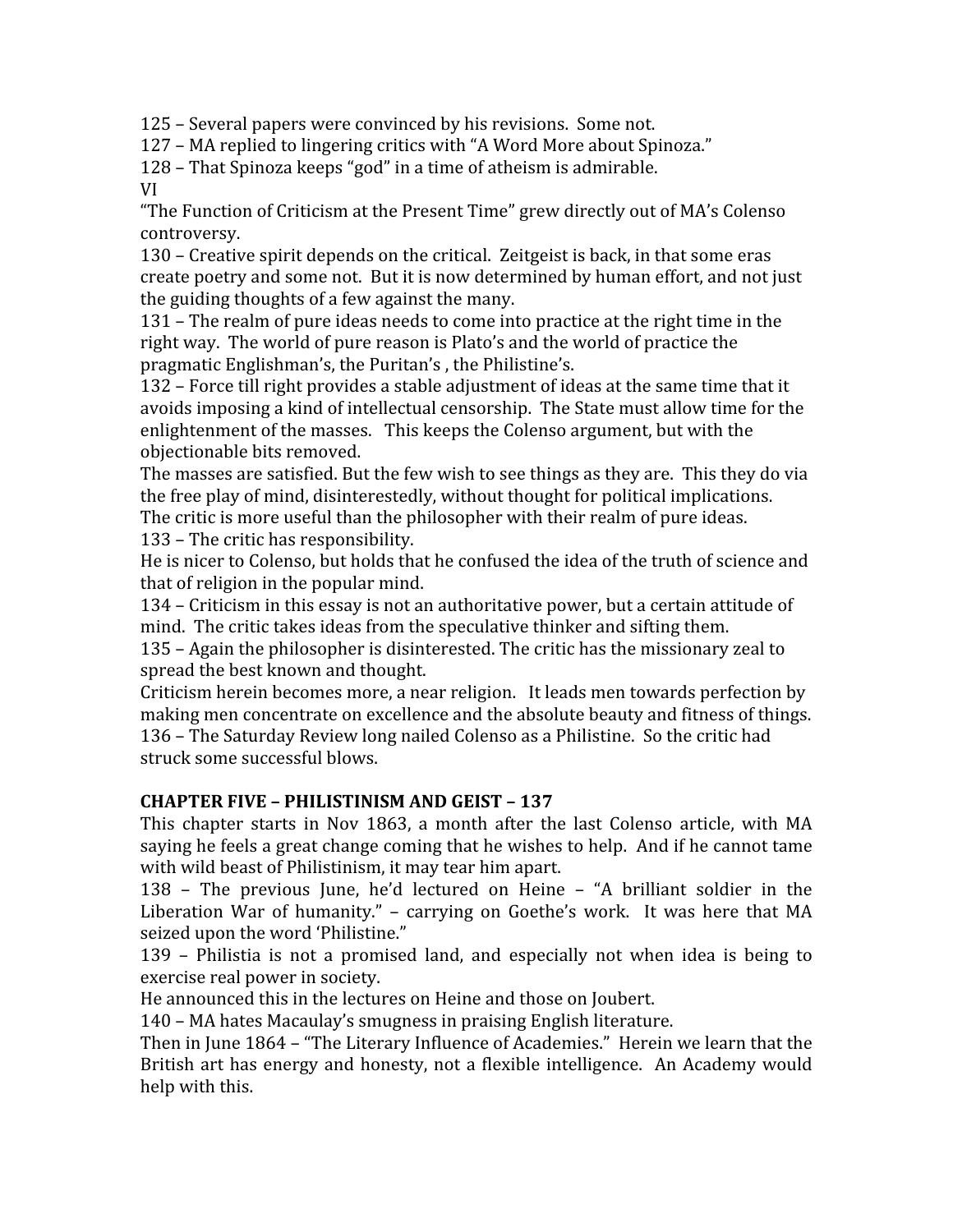125 – Several papers were convinced by his revisions. Some not.
127 – MA replied to lingering critics with "A Word More about Spinoza."
128 – That Spinoza keeps "god" in a time of atheism is admirable.
VI
"The Function of Criticism at the Present Time" grew directly out of MA's Colenso controversy.
130 – Creative spirit depends on the critical. Zeitgeist is back, in that some eras create poetry and some not. But it is now determined by human effort, and not just the guiding thoughts of a few against the many.
131 – The realm of pure ideas needs to come into practice at the right time in the right way. The world of pure reason is Plato's and the world of practice the pragmatic Englishman's, the Puritan's , the Philistine's.
132 – Force till right provides a stable adjustment of ideas at the same time that it avoids imposing a kind of intellectual censorship. The State must allow time for the enlightenment of the masses. This keeps the Colenso argument, but with the objectionable bits removed.
The masses are satisfied. But the few wish to see things as they are. This they do via the free play of mind, disinterestedly, without thought for political implications.
The critic is more useful than the philosopher with their realm of pure ideas.
133 – The critic has responsibility.
He is nicer to Colenso, but holds that he confused the idea of the truth of science and that of religion in the popular mind.
134 – Criticism in this essay is not an authoritative power, but a certain attitude of mind. The critic takes ideas from the speculative thinker and sifting them.
135 – Again the philosopher is disinterested. The critic has the missionary zeal to spread the best known and thought.
Criticism herein becomes more, a near religion. It leads men towards perfection by making men concentrate on excellence and the absolute beauty and fitness of things.
136 – The Saturday Review long nailed Colenso as a Philistine. So the critic had struck some successful blows.

**CHAPTER FIVE – PHILISTINISM AND GEIST – 137**

This chapter starts in Nov 1863, a month after the last Colenso article, with MA saying he feels a great change coming that he wishes to help. And if he cannot tame with wild beast of Philistinism, it may tear him apart.
138 – The previous June, he'd lectured on Heine – "A brilliant soldier in the Liberation War of humanity." – carrying on Goethe's work. It was here that MA seized upon the word 'Philistine."
139 – Philistia is not a promised land, and especially not when idea is being to exercise real power in society.
He announced this in the lectures on Heine and those on Joubert.
140 – MA hates Macaulay's smugness in praising English literature.
Then in June 1864 – "The Literary Influence of Academies." Herein we learn that the British art has energy and honesty, not a flexible intelligence. An Academy would help with this.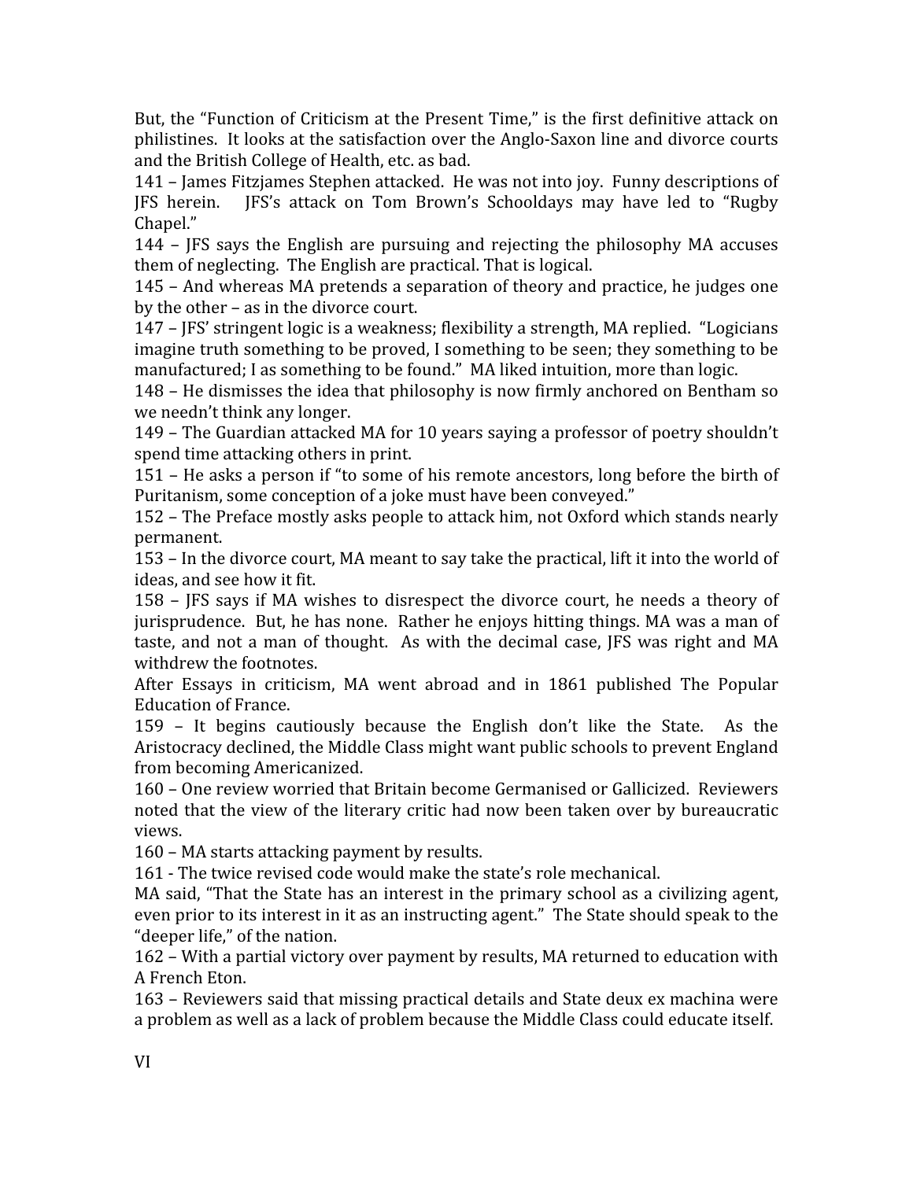But, the "Function of Criticism at the Present Time," is the first definitive attack on philistines. It looks at the satisfaction over the Anglo-Saxon line and divorce courts and the British College of Health, etc. as bad.

141 – James Fitzjames Stephen attacked. He was not into joy. Funny descriptions of JFS herein. JFS's attack on Tom Brown's Schooldays may have led to "Rugby Chapel."

144 – JFS says the English are pursuing and rejecting the philosophy MA accuses them of neglecting. The English are practical. That is logical.

145 – And whereas MA pretends a separation of theory and practice, he judges one by the other – as in the divorce court.

147 – JFS' stringent logic is a weakness; flexibility a strength, MA replied. "Logicians imagine truth something to be proved, I something to be seen; they something to be manufactured; I as something to be found." MA liked intuition, more than logic.

148 – He dismisses the idea that philosophy is now firmly anchored on Bentham so we needn't think any longer.

149 – The Guardian attacked MA for 10 years saying a professor of poetry shouldn't spend time attacking others in print.

151 – He asks a person if "to some of his remote ancestors, long before the birth of Puritanism, some conception of a joke must have been conveyed."

152 – The Preface mostly asks people to attack him, not Oxford which stands nearly permanent.

153 – In the divorce court, MA meant to say take the practical, lift it into the world of ideas, and see how it fit.

158 – JFS says if MA wishes to disrespect the divorce court, he needs a theory of jurisprudence. But, he has none. Rather he enjoys hitting things. MA was a man of taste, and not a man of thought. As with the decimal case, JFS was right and MA withdrew the footnotes.

After Essays in criticism, MA went abroad and in 1861 published The Popular Education of France.

159 – It begins cautiously because the English don't like the State. As the Aristocracy declined, the Middle Class might want public schools to prevent England from becoming Americanized.

160 – One review worried that Britain become Germanised or Gallicized. Reviewers noted that the view of the literary critic had now been taken over by bureaucratic views.

160 – MA starts attacking payment by results.

161 - The twice revised code would make the state's role mechanical.

MA said, "That the State has an interest in the primary school as a civilizing agent, even prior to its interest in it as an instructing agent." The State should speak to the "deeper life," of the nation.

162 – With a partial victory over payment by results, MA returned to education with A French Eton.

163 – Reviewers said that missing practical details and State deux ex machina were a problem as well as a lack of problem because the Middle Class could educate itself.

VI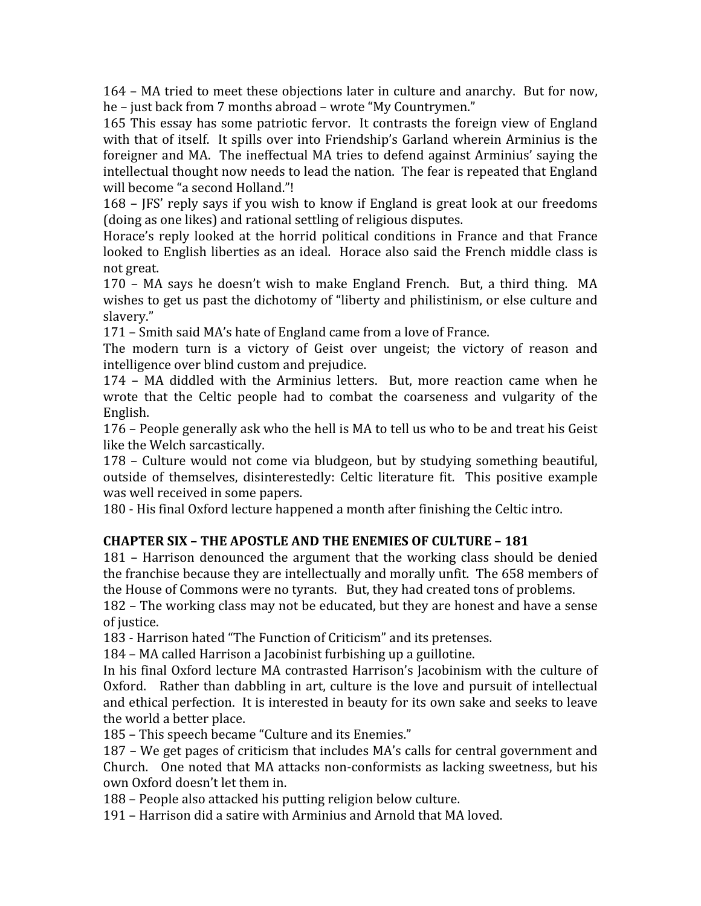164 – MA tried to meet these objections later in culture and anarchy. But for now, he – just back from 7 months abroad – wrote "My Countrymen."

165 This essay has some patriotic fervor. It contrasts the foreign view of England with that of itself. It spills over into Friendship's Garland wherein Arminius is the foreigner and MA. The ineffectual MA tries to defend against Arminius' saying the intellectual thought now needs to lead the nation. The fear is repeated that England will become "a second Holland."!

168 – JFS' reply says if you wish to know if England is great look at our freedoms (doing as one likes) and rational settling of religious disputes.

Horace's reply looked at the horrid political conditions in France and that France looked to English liberties as an ideal. Horace also said the French middle class is not great.

170 – MA says he doesn't wish to make England French. But, a third thing. MA wishes to get us past the dichotomy of "liberty and philistinism, or else culture and slavery."

171 – Smith said MA's hate of England came from a love of France.

The modern turn is a victory of Geist over ungeist; the victory of reason and intelligence over blind custom and prejudice.

174 – MA diddled with the Arminius letters. But, more reaction came when he wrote that the Celtic people had to combat the coarseness and vulgarity of the English.

176 – People generally ask who the hell is MA to tell us who to be and treat his Geist like the Welch sarcastically.

178 – Culture would not come via bludgeon, but by studying something beautiful, outside of themselves, disinterestedly: Celtic literature fit. This positive example was well received in some papers.

180 - His final Oxford lecture happened a month after finishing the Celtic intro.

## CHAPTER SIX – THE APOSTLE AND THE ENEMIES OF CULTURE – 181

181 – Harrison denounced the argument that the working class should be denied the franchise because they are intellectually and morally unfit. The 658 members of the House of Commons were no tyrants. But, they had created tons of problems.

182 – The working class may not be educated, but they are honest and have a sense of justice.

183 - Harrison hated "The Function of Criticism" and its pretenses.

184 – MA called Harrison a Jacobinist furbishing up a guillotine.

In his final Oxford lecture MA contrasted Harrison's Jacobinism with the culture of Oxford. Rather than dabbling in art, culture is the love and pursuit of intellectual and ethical perfection. It is interested in beauty for its own sake and seeks to leave the world a better place.

185 – This speech became "Culture and its Enemies."

187 – We get pages of criticism that includes MA's calls for central government and Church. One noted that MA attacks non-conformists as lacking sweetness, but his own Oxford doesn't let them in.

188 – People also attacked his putting religion below culture.

191 – Harrison did a satire with Arminius and Arnold that MA loved.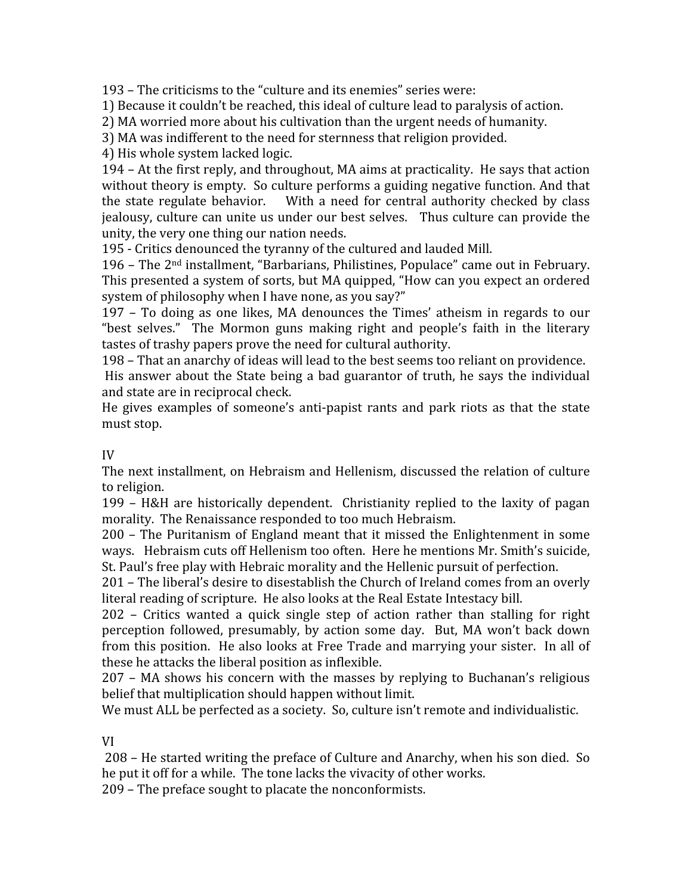193 – The criticisms to the "culture and its enemies" series were:

1) Because it couldn't be reached, this ideal of culture lead to paralysis of action.
2) MA worried more about his cultivation than the urgent needs of humanity.
3) MA was indifferent to the need for sternness that religion provided.
4) His whole system lacked logic.

194 – At the first reply, and throughout, MA aims at practicality. He says that action without theory is empty. So culture performs a guiding negative function. And that the state regulate behavior. With a need for central authority checked by class jealousy, culture can unite us under our best selves. Thus culture can provide the unity, the very one thing our nation needs.

195 - Critics denounced the tyranny of the cultured and lauded Mill.

196 – The 2nd installment, "Barbarians, Philistines, Populace" came out in February. This presented a system of sorts, but MA quipped, "How can you expect an ordered system of philosophy when I have none, as you say?"

197 – To doing as one likes, MA denounces the Times' atheism in regards to our "best selves." The Mormon guns making right and people's faith in the literary tastes of trashy papers prove the need for cultural authority.

198 – That an anarchy of ideas will lead to the best seems too reliant on providence. His answer about the State being a bad guarantor of truth, he says the individual and state are in reciprocal check.

He gives examples of someone's anti-papist rants and park riots as that the state must stop.

IV

The next installment, on Hebraism and Hellenism, discussed the relation of culture to religion.

199 – H&H are historically dependent. Christianity replied to the laxity of pagan morality. The Renaissance responded to too much Hebraism.

200 – The Puritanism of England meant that it missed the Enlightenment in some ways. Hebraism cuts off Hellenism too often. Here he mentions Mr. Smith's suicide, St. Paul's free play with Hebraic morality and the Hellenic pursuit of perfection.

201 – The liberal's desire to disestablish the Church of Ireland comes from an overly literal reading of scripture. He also looks at the Real Estate Intestacy bill.

202 – Critics wanted a quick single step of action rather than stalling for right perception followed, presumably, by action some day. But, MA won't back down from this position. He also looks at Free Trade and marrying your sister. In all of these he attacks the liberal position as inflexible.

207 – MA shows his concern with the masses by replying to Buchanan's religious belief that multiplication should happen without limit.

We must ALL be perfected as a society. So, culture isn't remote and individualistic.

VI

208 – He started writing the preface of Culture and Anarchy, when his son died. So he put it off for a while. The tone lacks the vivacity of other works.

209 – The preface sought to placate the nonconformists.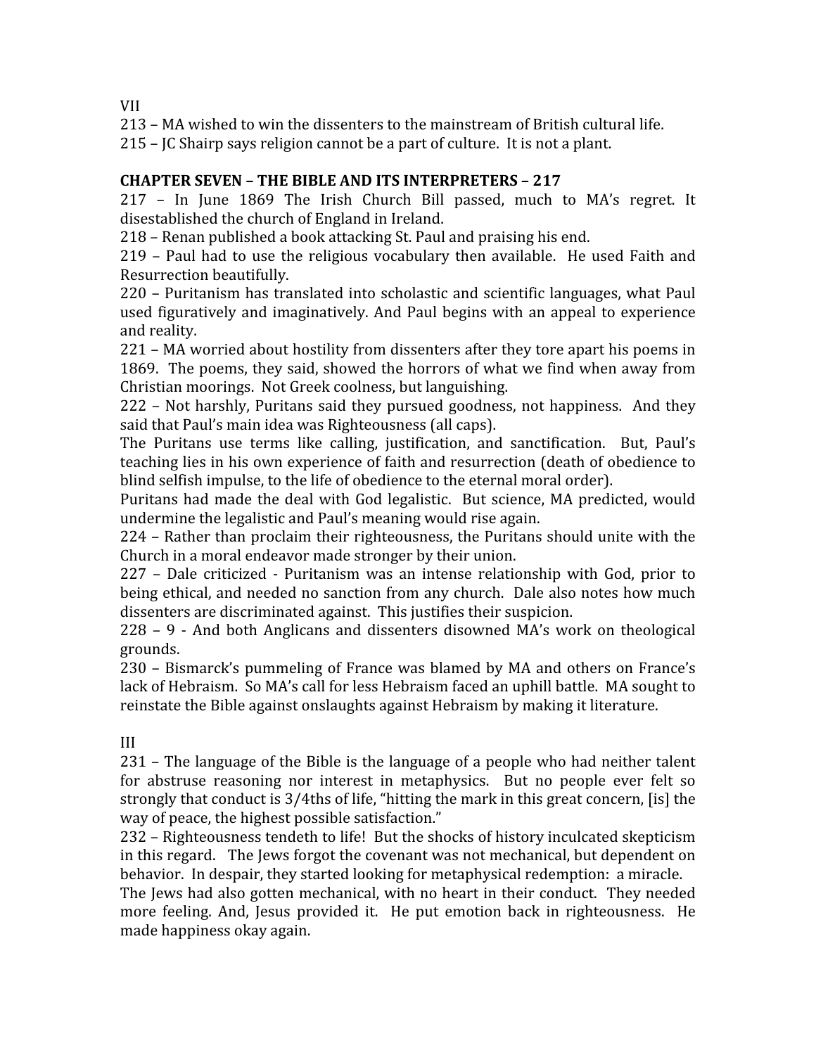VII

213 – MA wished to win the dissenters to the mainstream of British cultural life.

215 – JC Shairp says religion cannot be a part of culture. It is not a plant.

**CHAPTER SEVEN – THE BIBLE AND ITS INTERPRETERS – 217**

217 – In June 1869 The Irish Church Bill passed, much to MA's regret. It disestablished the church of England in Ireland.

218 – Renan published a book attacking St. Paul and praising his end.

219 – Paul had to use the religious vocabulary then available. He used Faith and Resurrection beautifully.

220 – Puritanism has translated into scholastic and scientific languages, what Paul used figuratively and imaginatively. And Paul begins with an appeal to experience and reality.

221 – MA worried about hostility from dissenters after they tore apart his poems in 1869. The poems, they said, showed the horrors of what we find when away from Christian moorings. Not Greek coolness, but languishing.

222 – Not harshly, Puritans said they pursued goodness, not happiness. And they said that Paul's main idea was Righteousness (all caps).

The Puritans use terms like calling, justification, and sanctification. But, Paul's teaching lies in his own experience of faith and resurrection (death of obedience to blind selfish impulse, to the life of obedience to the eternal moral order).

Puritans had made the deal with God legalistic. But science, MA predicted, would undermine the legalistic and Paul's meaning would rise again.

224 – Rather than proclaim their righteousness, the Puritans should unite with the Church in a moral endeavor made stronger by their union.

227 – Dale criticized - Puritanism was an intense relationship with God, prior to being ethical, and needed no sanction from any church. Dale also notes how much dissenters are discriminated against. This justifies their suspicion.

228 – 9 - And both Anglicans and dissenters disowned MA's work on theological grounds.

230 – Bismarck's pummeling of France was blamed by MA and others on France's lack of Hebraism. So MA's call for less Hebraism faced an uphill battle. MA sought to reinstate the Bible against onslaughts against Hebraism by making it literature.

III

231 – The language of the Bible is the language of a people who had neither talent for abstruse reasoning nor interest in metaphysics. But no people ever felt so strongly that conduct is 3/4ths of life, "hitting the mark in this great concern, [is] the way of peace, the highest possible satisfaction."

232 – Righteousness tendeth to life! But the shocks of history inculcated skepticism in this regard. The Jews forgot the covenant was not mechanical, but dependent on behavior. In despair, they started looking for metaphysical redemption: a miracle.

The Jews had also gotten mechanical, with no heart in their conduct. They needed more feeling. And, Jesus provided it. He put emotion back in righteousness. He made happiness okay again.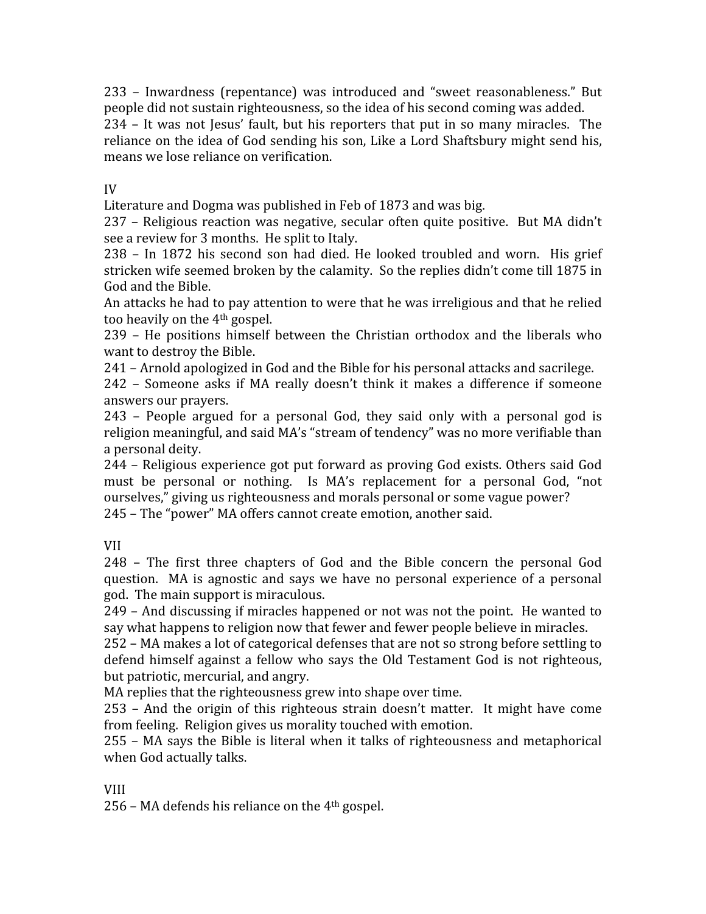233 – Inwardness (repentance) was introduced and "sweet reasonableness." But people did not sustain righteousness, so the idea of his second coming was added.
234 – It was not Jesus' fault, but his reporters that put in so many miracles. The reliance on the idea of God sending his son, Like a Lord Shaftsbury might send his, means we lose reliance on verification.

IV

Literature and Dogma was published in Feb of 1873 and was big.
237 – Religious reaction was negative, secular often quite positive. But MA didn't see a review for 3 months. He split to Italy.
238 – In 1872 his second son had died. He looked troubled and worn. His grief stricken wife seemed broken by the calamity. So the replies didn't come till 1875 in God and the Bible.
An attacks he had to pay attention to were that he was irreligious and that he relied too heavily on the 4th gospel.
239 – He positions himself between the Christian orthodox and the liberals who want to destroy the Bible.
241 – Arnold apologized in God and the Bible for his personal attacks and sacrilege.
242 – Someone asks if MA really doesn't think it makes a difference if someone answers our prayers.
243 – People argued for a personal God, they said only with a personal god is religion meaningful, and said MA's "stream of tendency" was no more verifiable than a personal deity.
244 – Religious experience got put forward as proving God exists. Others said God must be personal or nothing. Is MA's replacement for a personal God, "not ourselves," giving us righteousness and morals personal or some vague power?
245 – The "power" MA offers cannot create emotion, another said.

VII

248 – The first three chapters of God and the Bible concern the personal God question. MA is agnostic and says we have no personal experience of a personal god. The main support is miraculous.
249 – And discussing if miracles happened or not was not the point. He wanted to say what happens to religion now that fewer and fewer people believe in miracles.
252 – MA makes a lot of categorical defenses that are not so strong before settling to defend himself against a fellow who says the Old Testament God is not righteous, but patriotic, mercurial, and angry.
MA replies that the righteousness grew into shape over time.
253 – And the origin of this righteous strain doesn't matter. It might have come from feeling. Religion gives us morality touched with emotion.
255 – MA says the Bible is literal when it talks of righteousness and metaphorical when God actually talks.

VIII

256 – MA defends his reliance on the 4th gospel.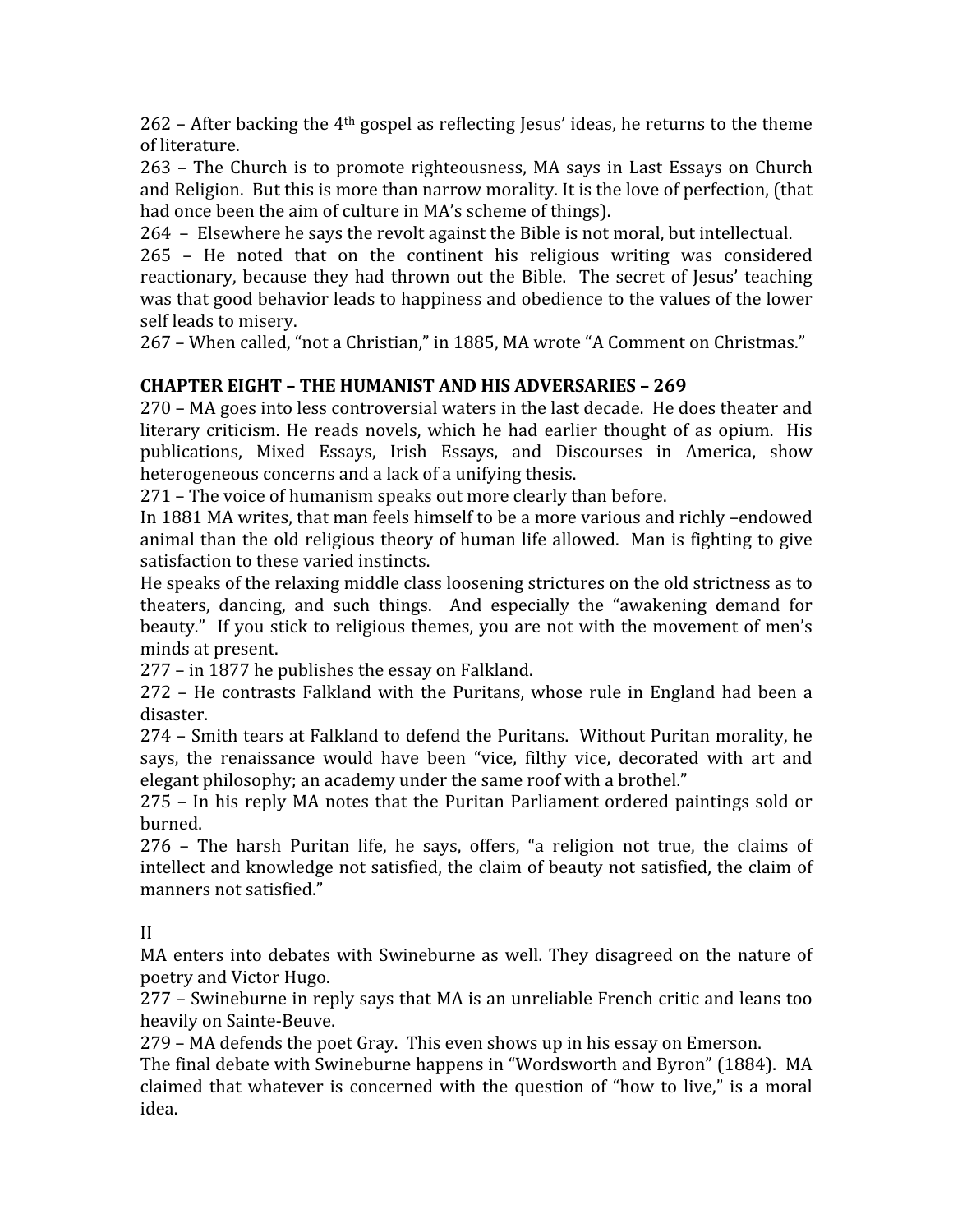262 – After backing the 4th gospel as reflecting Jesus' ideas, he returns to the theme of literature.

263 – The Church is to promote righteousness, MA says in Last Essays on Church and Religion. But this is more than narrow morality. It is the love of perfection, (that had once been the aim of culture in MA's scheme of things).

264 – Elsewhere he says the revolt against the Bible is not moral, but intellectual.

265 – He noted that on the continent his religious writing was considered reactionary, because they had thrown out the Bible. The secret of Jesus' teaching was that good behavior leads to happiness and obedience to the values of the lower self leads to misery.

267 – When called, "not a Christian," in 1885, MA wrote "A Comment on Christmas."

**CHAPTER EIGHT – THE HUMANIST AND HIS ADVERSARIES – 269**

270 – MA goes into less controversial waters in the last decade. He does theater and literary criticism. He reads novels, which he had earlier thought of as opium. His publications, Mixed Essays, Irish Essays, and Discourses in America, show heterogeneous concerns and a lack of a unifying thesis.

271 – The voice of humanism speaks out more clearly than before.

In 1881 MA writes, that man feels himself to be a more various and richly –endowed animal than the old religious theory of human life allowed. Man is fighting to give satisfaction to these varied instincts.

He speaks of the relaxing middle class loosening strictures on the old strictness as to theaters, dancing, and such things. And especially the "awakening demand for beauty." If you stick to religious themes, you are not with the movement of men's minds at present.

277 – in 1877 he publishes the essay on Falkland.

272 – He contrasts Falkland with the Puritans, whose rule in England had been a disaster.

274 – Smith tears at Falkland to defend the Puritans. Without Puritan morality, he says, the renaissance would have been "vice, filthy vice, decorated with art and elegant philosophy; an academy under the same roof with a brothel."

275 – In his reply MA notes that the Puritan Parliament ordered paintings sold or burned.

276 – The harsh Puritan life, he says, offers, "a religion not true, the claims of intellect and knowledge not satisfied, the claim of beauty not satisfied, the claim of manners not satisfied."

II

MA enters into debates with Swineburne as well. They disagreed on the nature of poetry and Victor Hugo.

277 – Swineburne in reply says that MA is an unreliable French critic and leans too heavily on Sainte-Beuve.

279 – MA defends the poet Gray. This even shows up in his essay on Emerson.

The final debate with Swineburne happens in "Wordsworth and Byron" (1884). MA claimed that whatever is concerned with the question of "how to live," is a moral idea.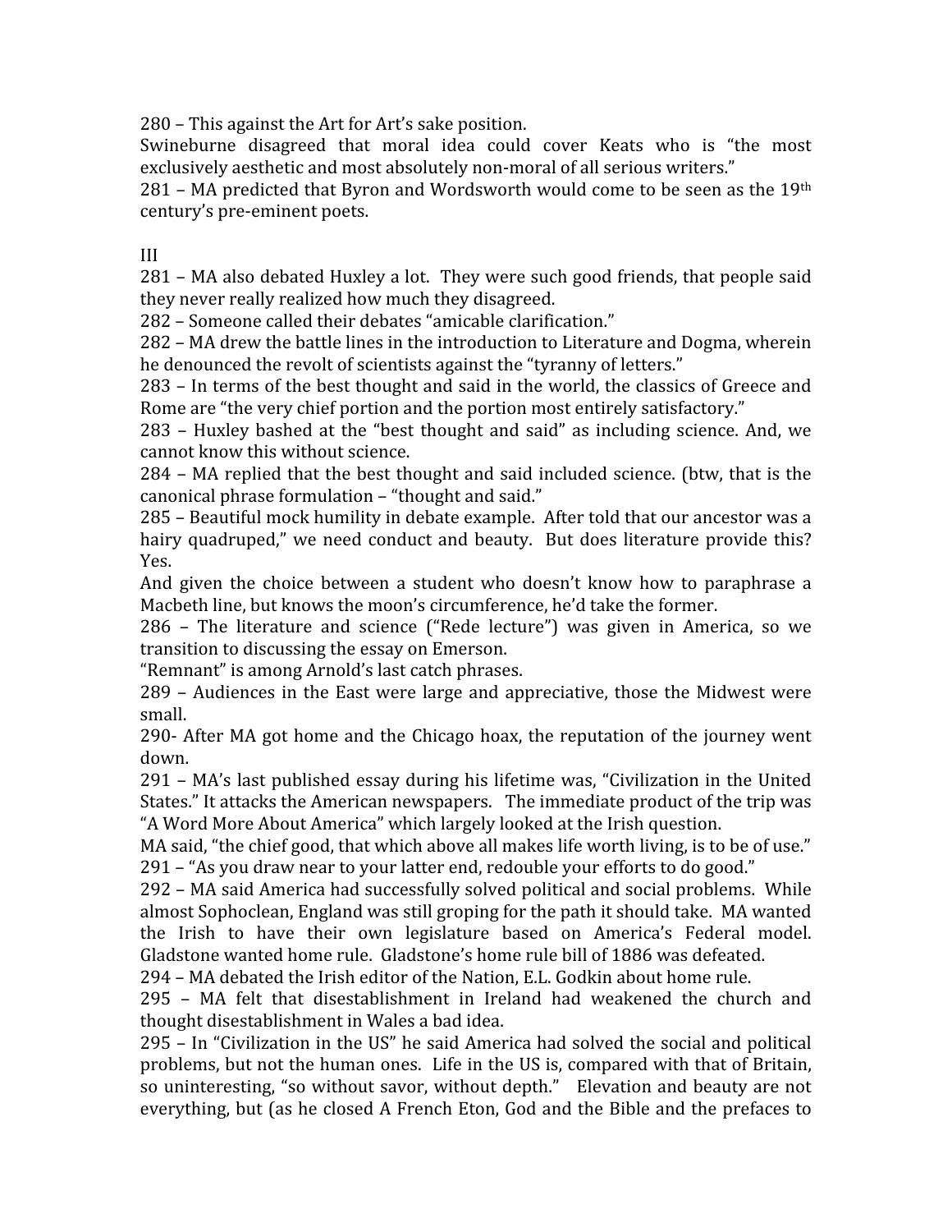280 – This against the Art for Art's sake position.
Swineburne disagreed that moral idea could cover Keats who is "the most exclusively aesthetic and most absolutely non-moral of all serious writers."
281 – MA predicted that Byron and Wordsworth would come to be seen as the 19th century's pre-eminent poets.

III
281 – MA also debated Huxley a lot. They were such good friends, that people said they never really realized how much they disagreed.
282 – Someone called their debates "amicable clarification."
282 – MA drew the battle lines in the introduction to Literature and Dogma, wherein he denounced the revolt of scientists against the "tyranny of letters."
283 – In terms of the best thought and said in the world, the classics of Greece and Rome are "the very chief portion and the portion most entirely satisfactory."
283 – Huxley bashed at the "best thought and said" as including science. And, we cannot know this without science.
284 – MA replied that the best thought and said included science. (btw, that is the canonical phrase formulation – "thought and said."
285 – Beautiful mock humility in debate example. After told that our ancestor was a hairy quadruped," we need conduct and beauty. But does literature provide this? Yes.
And given the choice between a student who doesn't know how to paraphrase a Macbeth line, but knows the moon's circumference, he'd take the former.
286 – The literature and science ("Rede lecture") was given in America, so we transition to discussing the essay on Emerson.
"Remnant" is among Arnold's last catch phrases.
289 – Audiences in the East were large and appreciative, those the Midwest were small.
290- After MA got home and the Chicago hoax, the reputation of the journey went down.
291 – MA's last published essay during his lifetime was, "Civilization in the United States." It attacks the American newspapers. The immediate product of the trip was "A Word More About America" which largely looked at the Irish question.
MA said, "the chief good, that which above all makes life worth living, is to be of use."
291 – "As you draw near to your latter end, redouble your efforts to do good."
292 – MA said America had successfully solved political and social problems. While almost Sophoclean, England was still groping for the path it should take. MA wanted the Irish to have their own legislature based on America's Federal model. Gladstone wanted home rule. Gladstone's home rule bill of 1886 was defeated.
294 – MA debated the Irish editor of the Nation, E.L. Godkin about home rule.
295 – MA felt that disestablishment in Ireland had weakened the church and thought disestablishment in Wales a bad idea.
295 – In "Civilization in the US" he said America had solved the social and political problems, but not the human ones. Life in the US is, compared with that of Britain, so uninteresting, "so without savor, without depth." Elevation and beauty are not everything, but (as he closed A French Eton, God and the Bible and the prefaces to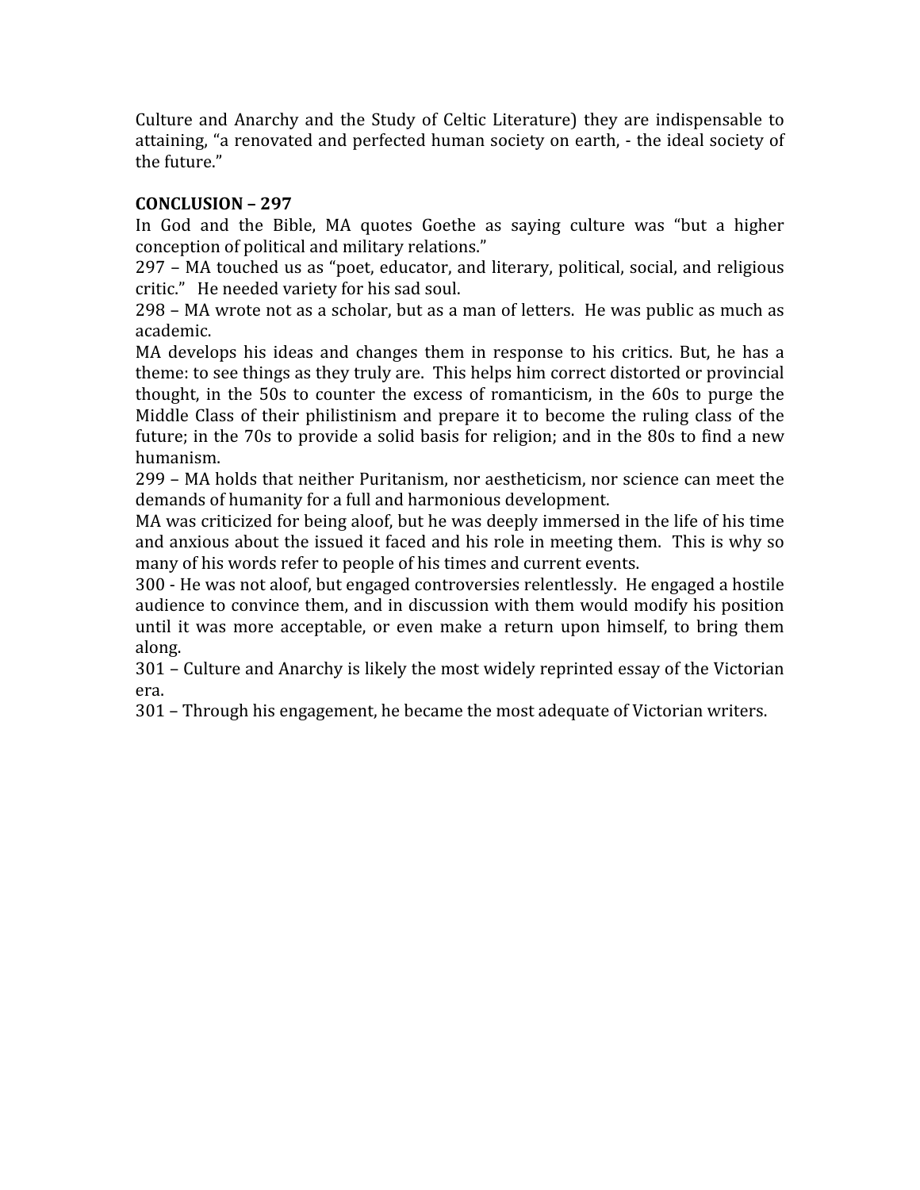Culture and Anarchy and the Study of Celtic Literature) they are indispensable to attaining, "a renovated and perfected human society on earth, - the ideal society of the future."

**CONCLUSION – 297**

In God and the Bible, MA quotes Goethe as saying culture was "but a higher conception of political and military relations."

297 – MA touched us as "poet, educator, and literary, political, social, and religious critic." He needed variety for his sad soul.

298 – MA wrote not as a scholar, but as a man of letters. He was public as much as academic.

MA develops his ideas and changes them in response to his critics. But, he has a theme: to see things as they truly are. This helps him correct distorted or provincial thought, in the 50s to counter the excess of romanticism, in the 60s to purge the Middle Class of their philistinism and prepare it to become the ruling class of the future; in the 70s to provide a solid basis for religion; and in the 80s to find a new humanism.

299 – MA holds that neither Puritanism, nor aestheticism, nor science can meet the demands of humanity for a full and harmonious development.

MA was criticized for being aloof, but he was deeply immersed in the life of his time and anxious about the issued it faced and his role in meeting them. This is why so many of his words refer to people of his times and current events.

300 - He was not aloof, but engaged controversies relentlessly. He engaged a hostile audience to convince them, and in discussion with them would modify his position until it was more acceptable, or even make a return upon himself, to bring them along.

301 – Culture and Anarchy is likely the most widely reprinted essay of the Victorian era.

301 – Through his engagement, he became the most adequate of Victorian writers.